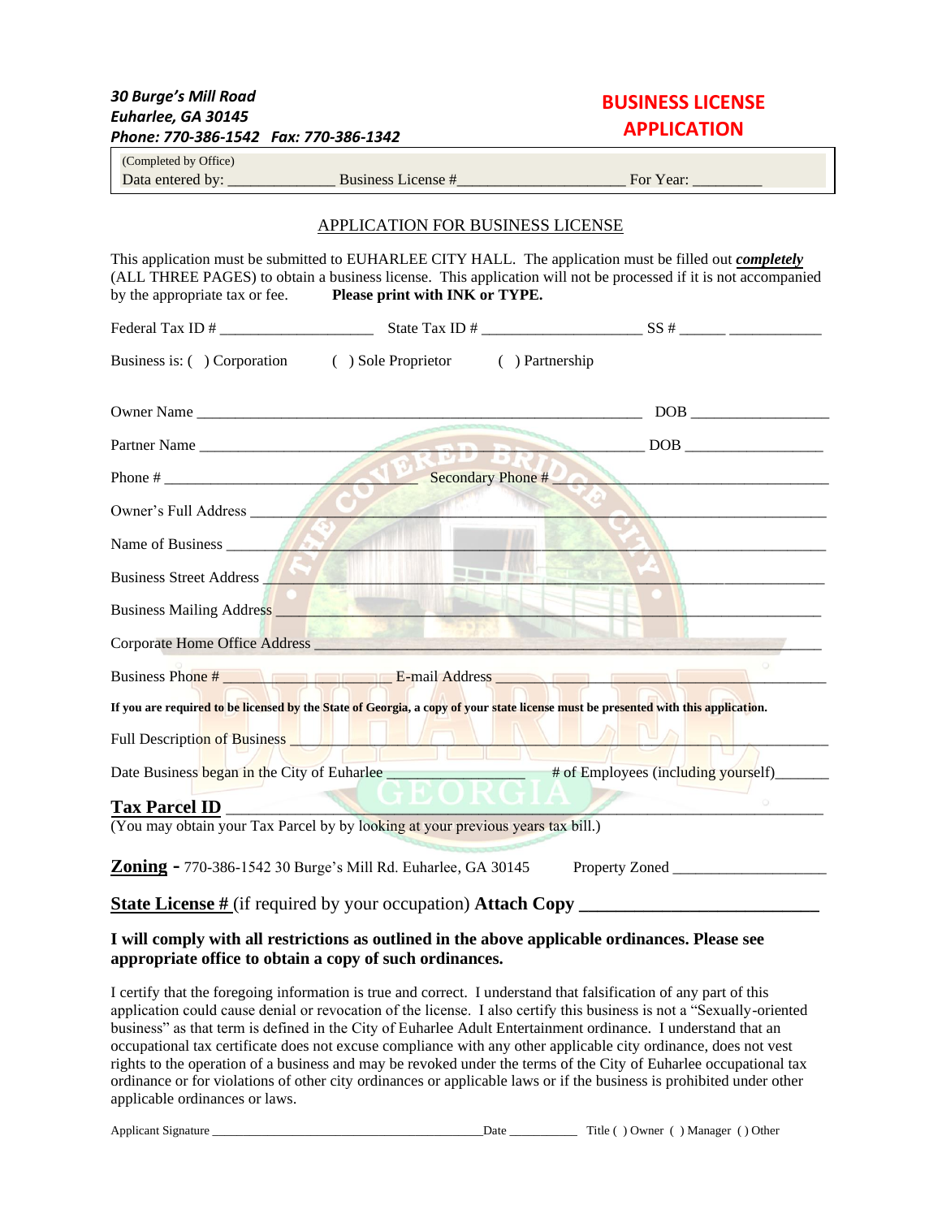*30 Burge's Mill Road*
*Euharlee, GA 30145*
*Phone: 770-386-1542 Fax: 770-386-1342*

**BUSINESS LICENSE APPLICATION**

(Completed by Office)
Data entered by: _____________ Business License #____________________ For Year: _________

## APPLICATION FOR BUSINESS LICENSE

This application must be submitted to EUHARLEE CITY HALL. The application must be filled out ***completely*** (ALL THREE PAGES) to obtain a business license. This application will not be processed if it is not accompanied by the appropriate tax or fee. **Please print with INK or TYPE.**

Federal Tax ID # ___________________ State Tax ID # ____________________ SS # ______ ____________

Business is: ( ) Corporation ( ) Sole Proprietor ( ) Partnership

Owner Name ________________________________________________________ DOB _________________

Partner Name ______________________________________________________ DOB _________________

Phone # ___________________________ Secondary Phone # ___________________________________

Owner's Full Address ____________________________________________________________________

Name of Business _______________________________________________________________________

Business Street Address __________________________________________________________________

Business Mailing Address _________________________________________________________________

Corporate Home Office Address ____________________________________________________________

Business Phone # ____________________ E-mail Address _______________________________________

**If you are required to be licensed by the State of Georgia, a copy of your state license must be presented with this application.**

Full Description of Business _______________________________________________________________

Date Business began in the City of Euharlee _______________ # of Employees (including yourself)_______

**Tax Parcel ID** ________________________________________________________________________
(You may obtain your Tax Parcel by by looking at your previous years tax bill.)

**Zoning -** 770-386-1542 30 Burge's Mill Rd. Euharlee, GA 30145 Property Zoned ___________________

**State License #** (if required by your occupation) **Attach Copy** ___________________________

**I will comply with all restrictions as outlined in the above applicable ordinances. Please see appropriate office to obtain a copy of such ordinances.**

I certify that the foregoing information is true and correct. I understand that falsification of any part of this application could cause denial or revocation of the license. I also certify this business is not a "Sexually-oriented business" as that term is defined in the City of Euharlee Adult Entertainment ordinance. I understand that an occupational tax certificate does not excuse compliance with any other applicable city ordinance, does not vest rights to the operation of a business and may be revoked under the terms of the City of Euharlee occupational tax ordinance or for violations of other city ordinances or applicable laws or if the business is prohibited under other applicable ordinances or laws.

Applicant Signature ________________________________________Date ___________ Title ( ) Owner ( ) Manager ( ) Other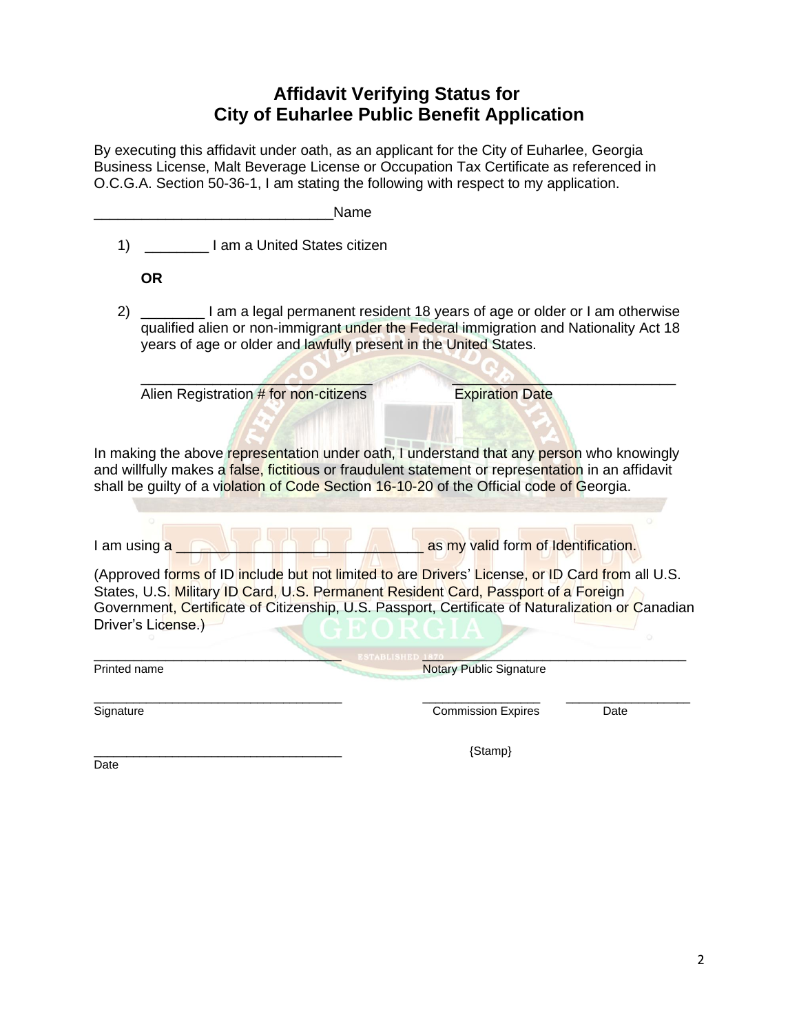# Affidavit Verifying Status for City of Euharlee Public Benefit Application

By executing this affidavit under oath, as an applicant for the City of Euharlee, Georgia Business License, Malt Beverage License or Occupation Tax Certificate as referenced in O.C.G.A. Section 50-36-1, I am stating the following with respect to my application.

______________________________Name

1) ________ I am a United States citizen

   **OR**

2) ________ I am a legal permanent resident 18 years of age or older or I am otherwise qualified alien or non-immigrant under the Federal immigration and Nationality Act 18 years of age or older and lawfully present in the United States.

   _______________________________ Alien Registration # for non-citizens

   _______________________________ Expiration Date

In making the above representation under oath, I understand that any person who knowingly and willfully makes a false, fictitious or fraudulent statement or representation in an affidavit shall be guilty of a violation of Code Section 16-10-20 of the Official code of Georgia.

I am using a ______________________________ as my valid form of Identification.

(Approved forms of ID include but not limited to are Drivers' License, or ID Card from all U.S. States, U.S. Military ID Card, U.S. Permanent Resident Card, Passport of a Foreign Government, Certificate of Citizenship, U.S. Passport, Certificate of Naturalization or Canadian Driver's License.)

_________________________________ Printed name

_________________________________ Notary Public Signature

_________________________________ Signature

_________________ Commission Expires

_________________ Date

_________________________________ Date

{Stamp}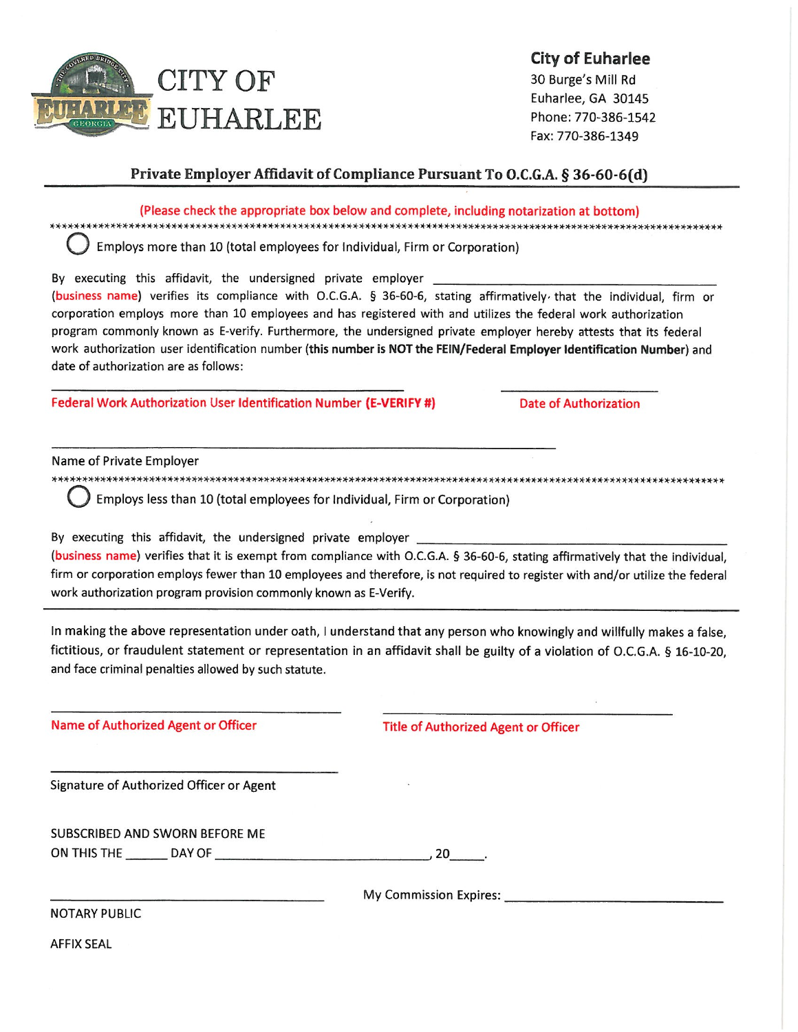# CITY OF EUHARLEE

**City of Euharlee**
30 Burge's Mill Rd
Euharlee, GA 30145
Phone: 770-386-1542
Fax: 770-386-1349

## Private Employer Affidavit of Compliance Pursuant To O.C.G.A. § 36-60-6(d)

(Please check the appropriate box below and complete, including notarization at bottom)

*******************************************************************************************************

◯ Employs more than 10 (total employees for Individual, Firm or Corporation)

By executing this affidavit, the undersigned private employer ______________________________ (business name) verifies its compliance with O.C.G.A. § 36-60-6, stating affirmatively that the individual, firm or corporation employs more than 10 employees and has registered with and utilizes the federal work authorization program commonly known as E-verify. Furthermore, the undersigned private employer hereby attests that its federal work authorization user identification number (**this number is NOT the FEIN/Federal Employer Identification Number**) and date of authorization are as follows:

______________________________ ______________________

Federal Work Authorization User Identification Number **(E-VERIFY #)** Date of Authorization

______________________________________________

Name of Private Employer

*******************************************************************************************************

◯ Employs less than 10 (total employees for Individual, Firm or Corporation)

By executing this affidavit, the undersigned private employer ______________________________ (business name) verifies that it is exempt from compliance with O.C.G.A. § 36-60-6, stating affirmatively that the individual, firm or corporation employs fewer than 10 employees and therefore, is not required to register with and/or utilize the federal work authorization program provision commonly known as E-Verify.

In making the above representation under oath, I understand that any person who knowingly and willfully makes a false, fictitious, or fraudulent statement or representation in an affidavit shall be guilty of a violation of O.C.G.A. § 16-10-20, and face criminal penalties allowed by such statute.

______________________________ ______________________________

Name of Authorized Agent or Officer Title of Authorized Agent or Officer

______________________________

Signature of Authorized Officer or Agent

SUBSCRIBED AND SWORN BEFORE ME
ON THIS THE ______ DAY OF ______________________________, 20_____.

______________________________ My Commission Expires: ______________________

NOTARY PUBLIC

AFFIX SEAL